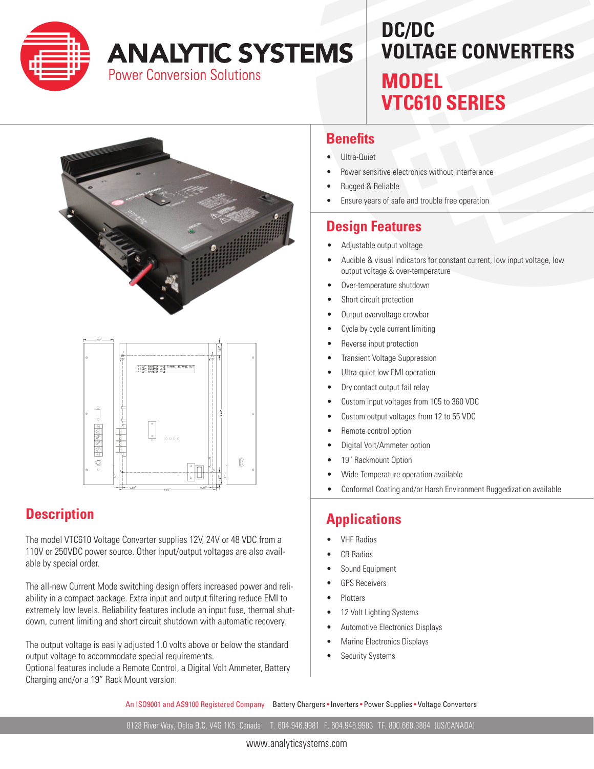# ANALYTIC SYSTEMS

Power Conversion Solutions

# DC/DC VOLTAGE CONVERTERS

# MODEL VTC610 SERIES

## Benefits

- Ultra-Quiet
- Power sensitive electronics without interference
- Rugged & Reliable
- Ensure years of safe and trouble free operation

## Design Features

- Adjustable output voltage
- Audible & visual indicators for constant current, low input voltage, low output voltage & over-temperature
- Over-temperature shutdown
- Short circuit protection
- Output overvoltage crowbar
- Cycle by cycle current limiting
- Reverse input protection
- Transient Voltage Suppression
- Ultra-quiet low EMI operation
- Dry contact output fail relay
- Custom input voltages from 105 to 360 VDC
- Custom output voltages from 12 to 55 VDC
- Remote control option
- Digital Volt/Ammeter option
- 19" Rackmount Option
- Wide-Temperature operation available
- Conformal Coating and/or Harsh Environment Ruggedization available

## Description

The model VTC610 Voltage Converter supplies 12V, 24V or 48 VDC from a 110V or 250VDC power source. Other input/output voltages are also available by special order.

The all-new Current Mode switching design offers increased power and reliability in a compact package. Extra input and output filtering reduce EMI to extremely low levels. Reliability features include an input fuse, thermal shutdown, current limiting and short circuit shutdown with automatic recovery.

The output voltage is easily adjusted 1.0 volts above or below the standard output voltage to accommodate special requirements.
Optional features include a Remote Control, a Digital Volt Ammeter, Battery Charging and/or a 19" Rack Mount version.

## Applications

- VHF Radios
- CB Radios
- Sound Equipment
- GPS Receivers
- Plotters
- 12 Volt Lighting Systems
- Automotive Electronics Displays
- Marine Electronics Displays
- Security Systems

An ISO9001 and AS9100 Registered Company    Battery Chargers • Inverters • Power Supplies • Voltage Converters

8128 River Way, Delta B.C. V4G 1K5 Canada    T. 604.946.9981 F. 604.946.9983 TF. 800.668.3884 (US/CANADA)

www.analyticsystems.com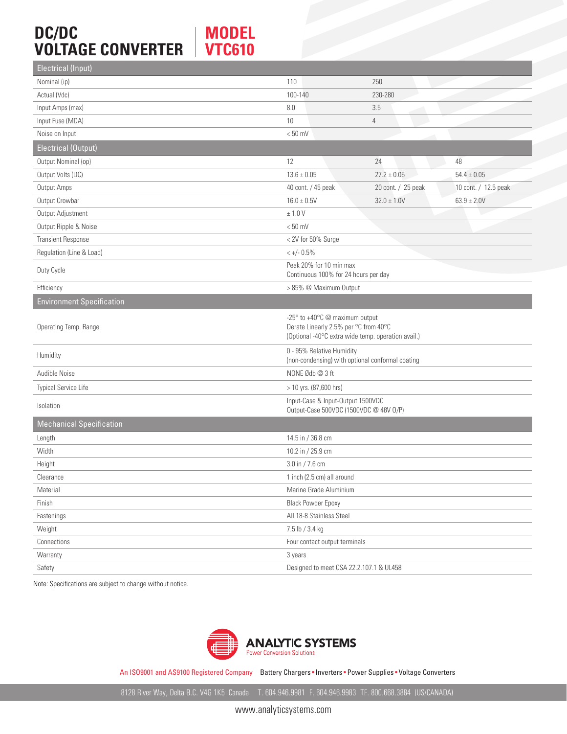# DC/DC VOLTAGE CONVERTER

# MODEL VTC610

| Electrical (Input) | | | |
|---|---|---|---|
| Nominal (ip) | 110 | 250 | |
| Actual (Vdc) | 100-140 | 230-280 | |
| Input Amps (max) | 8.0 | 3.5 | |
| Input Fuse (MDA) | 10 | 4 | |
| Noise on Input | < 50 mV | | |

| Electrical (Output) | | | |
|---|---|---|---|
| Output Nominal (op) | 12 | 24 | 48 |
| Output Volts (DC) | 13.6 ± 0.05 | 27.2 ± 0.05 | 54.4 ± 0.05 |
| Output Amps | 40 cont. / 45 peak | 20 cont. / 25 peak | 10 cont. / 12.5 peak |
| Output Crowbar | 16.0 ± 0.5V | 32.0 ± 1.0V | 63.9 ± 2.0V |
| Output Adjustment | ± 1.0 V | | |
| Output Ripple & Noise | < 50 mV | | |
| Transient Response | < 2V for 50% Surge | | |
| Regulation (Line & Load) | < +/- 0.5% | | |
| Duty Cycle | Peak 20% for 10 min max<br>Continuous 100% for 24 hours per day | | |
| Efficiency | > 85% @ Maximum Output | | |

| Environment Specification | |
|---|---|
| Operating Temp. Range | -25° to +40°C @ maximum output<br>Derate Linearly 2.5% per °C from 40°C<br>(Optional -40°C extra wide temp. operation avail.) |
| Humidity | 0 - 95% Relative Humidity<br>(non-condensing) with optional conformal coating |
| Audible Noise | NONE Ødb @ 3 ft |
| Typical Service Life | > 10 yrs. (87,600 hrs) |
| Isolation | Input-Case & Input-Output 1500VDC<br>Output-Case 500VDC (1500VDC @ 48V O/P) |

| Mechanical Specification | |
|---|---|
| Length | 14.5 in / 36.8 cm |
| Width | 10.2 in / 25.9 cm |
| Height | 3.0 in / 7.6 cm |
| Clearance | 1 inch (2.5 cm) all around |
| Material | Marine Grade Aluminium |
| Finish | Black Powder Epoxy |
| Fastenings | All 18-8 Stainless Steel |
| Weight | 7.5 lb / 3.4 kg |
| Connections | Four contact output terminals |
| Warranty | 3 years |
| Safety | Designed to meet CSA 22.2.107.1 & UL458 |

Note: Specifications are subject to change without notice.

**ANALYTIC SYSTEMS**
Power Conversion Solutions

An ISO9001 and AS9100 Registered Company  Battery Chargers • Inverters • Power Supplies • Voltage Converters

8128 River Way, Delta B.C. V4G 1K5 Canada  T. 604.946.9981 F. 604.946.9983 TF. 800.668.3884 (US/CANADA)

www.analyticsystems.com